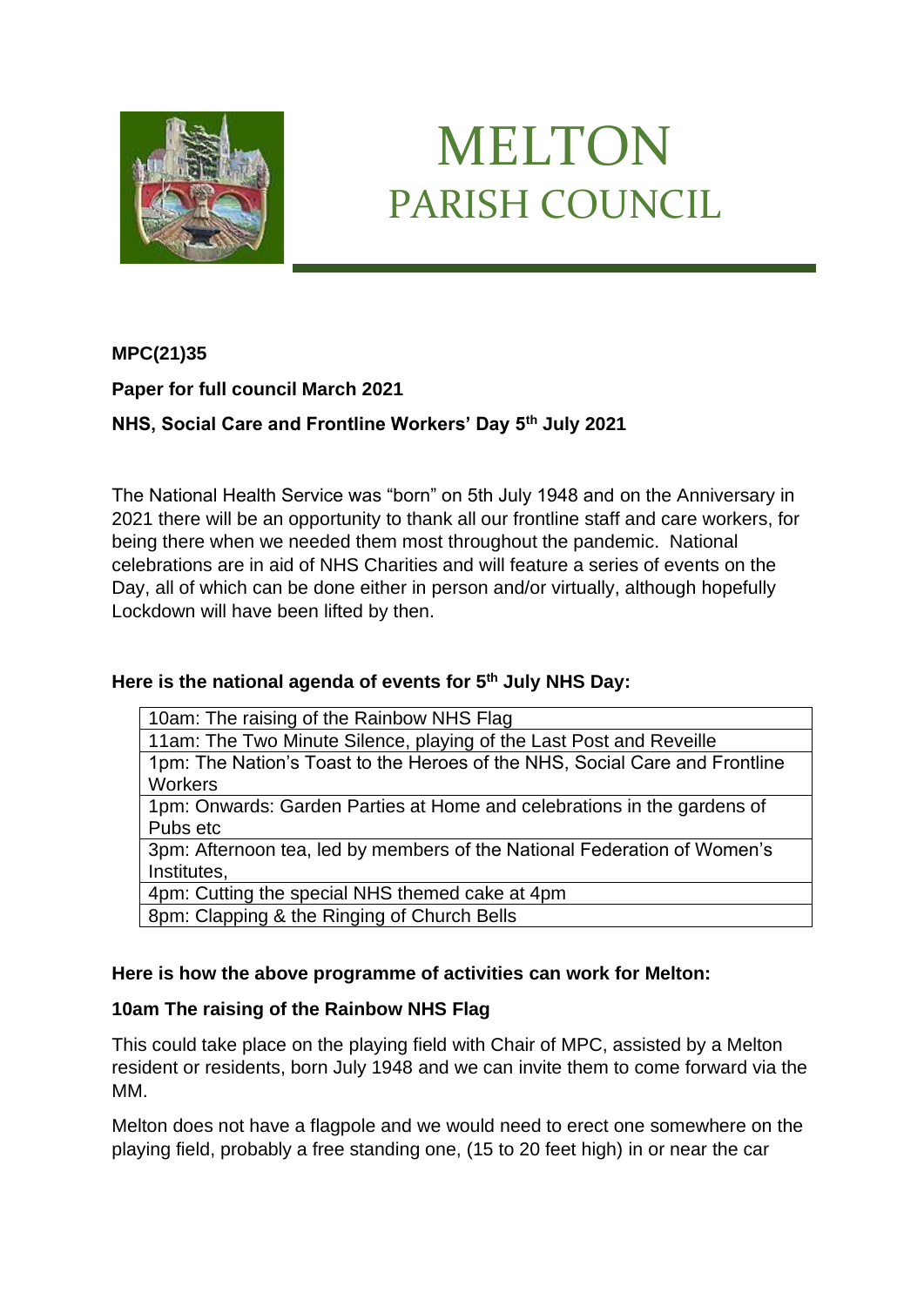# MELTON PARISH COUNCIL

**MPC(21)35**

**Paper for full council March 2021**

**NHS, Social Care and Frontline Workers' Day 5th July 2021**

The National Health Service was "born" on 5th July 1948 and on the Anniversary in 2021 there will be an opportunity to thank all our frontline staff and care workers, for being there when we needed them most throughout the pandemic. National celebrations are in aid of NHS Charities and will feature a series of events on the Day, all of which can be done either in person and/or virtually, although hopefully Lockdown will have been lifted by then.

**Here is the national agenda of events for 5th July NHS Day:**

| |
|---|
| 10am: The raising of the Rainbow NHS Flag |
| 11am: The Two Minute Silence, playing of the Last Post and Reveille |
| 1pm: The Nation's Toast to the Heroes of the NHS, Social Care and Frontline Workers |
| 1pm: Onwards: Garden Parties at Home and celebrations in the gardens of Pubs etc |
| 3pm: Afternoon tea, led by members of the National Federation of Women's Institutes, |
| 4pm: Cutting the special NHS themed cake at 4pm |
| 8pm: Clapping & the Ringing of Church Bells |

**Here is how the above programme of activities can work for Melton:**

**10am The raising of the Rainbow NHS Flag**

This could take place on the playing field with Chair of MPC, assisted by a Melton resident or residents, born July 1948 and we can invite them to come forward via the MM.

Melton does not have a flagpole and we would need to erect one somewhere on the playing field, probably a free standing one, (15 to 20 feet high) in or near the car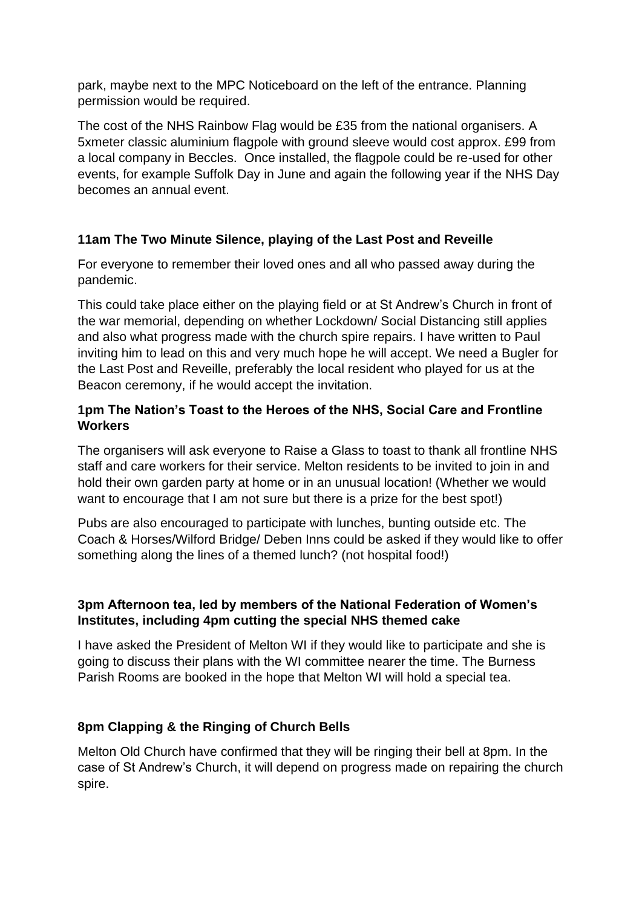park, maybe next to the MPC Noticeboard on the left of the entrance. Planning permission would be required.

The cost of the NHS Rainbow Flag would be £35 from the national organisers. A 5xmeter classic aluminium flagpole with ground sleeve would cost approx. £99 from a local company in Beccles. Once installed, the flagpole could be re-used for other events, for example Suffolk Day in June and again the following year if the NHS Day becomes an annual event.

**11am The Two Minute Silence, playing of the Last Post and Reveille**

For everyone to remember their loved ones and all who passed away during the pandemic.

This could take place either on the playing field or at St Andrew's Church in front of the war memorial, depending on whether Lockdown/ Social Distancing still applies and also what progress made with the church spire repairs. I have written to Paul inviting him to lead on this and very much hope he will accept. We need a Bugler for the Last Post and Reveille, preferably the local resident who played for us at the Beacon ceremony, if he would accept the invitation.

**1pm The Nation's Toast to the Heroes of the NHS, Social Care and Frontline Workers**

The organisers will ask everyone to Raise a Glass to toast to thank all frontline NHS staff and care workers for their service. Melton residents to be invited to join in and hold their own garden party at home or in an unusual location! (Whether we would want to encourage that I am not sure but there is a prize for the best spot!)

Pubs are also encouraged to participate with lunches, bunting outside etc. The Coach & Horses/Wilford Bridge/ Deben Inns could be asked if they would like to offer something along the lines of a themed lunch? (not hospital food!)

**3pm Afternoon tea, led by members of the National Federation of Women's Institutes, including 4pm cutting the special NHS themed cake**

I have asked the President of Melton WI if they would like to participate and she is going to discuss their plans with the WI committee nearer the time. The Burness Parish Rooms are booked in the hope that Melton WI will hold a special tea.

**8pm Clapping & the Ringing of Church Bells**

Melton Old Church have confirmed that they will be ringing their bell at 8pm. In the case of St Andrew's Church, it will depend on progress made on repairing the church spire.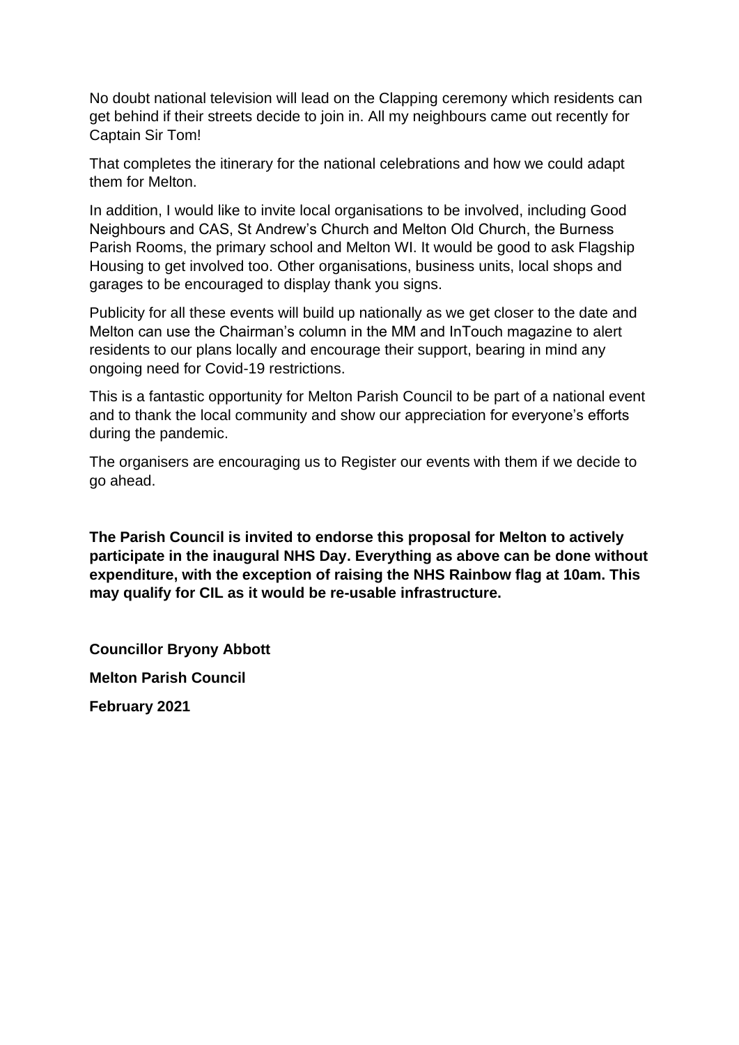No doubt national television will lead on the Clapping ceremony which residents can get behind if their streets decide to join in. All my neighbours came out recently for Captain Sir Tom!

That completes the itinerary for the national celebrations and how we could adapt them for Melton.

In addition, I would like to invite local organisations to be involved, including Good Neighbours and CAS, St Andrew's Church and Melton Old Church, the Burness Parish Rooms, the primary school and Melton WI. It would be good to ask Flagship Housing to get involved too. Other organisations, business units, local shops and garages to be encouraged to display thank you signs.

Publicity for all these events will build up nationally as we get closer to the date and Melton can use the Chairman's column in the MM and InTouch magazine to alert residents to our plans locally and encourage their support, bearing in mind any ongoing need for Covid-19 restrictions.

This is a fantastic opportunity for Melton Parish Council to be part of a national event and to thank the local community and show our appreciation for everyone's efforts during the pandemic.

The organisers are encouraging us to Register our events with them if we decide to go ahead.

**The Parish Council is invited to endorse this proposal for Melton to actively participate in the inaugural NHS Day. Everything as above can be done without expenditure, with the exception of raising the NHS Rainbow flag at 10am. This may qualify for CIL as it would be re-usable infrastructure.**

**Councillor Bryony Abbott**

**Melton Parish Council**

**February 2021**